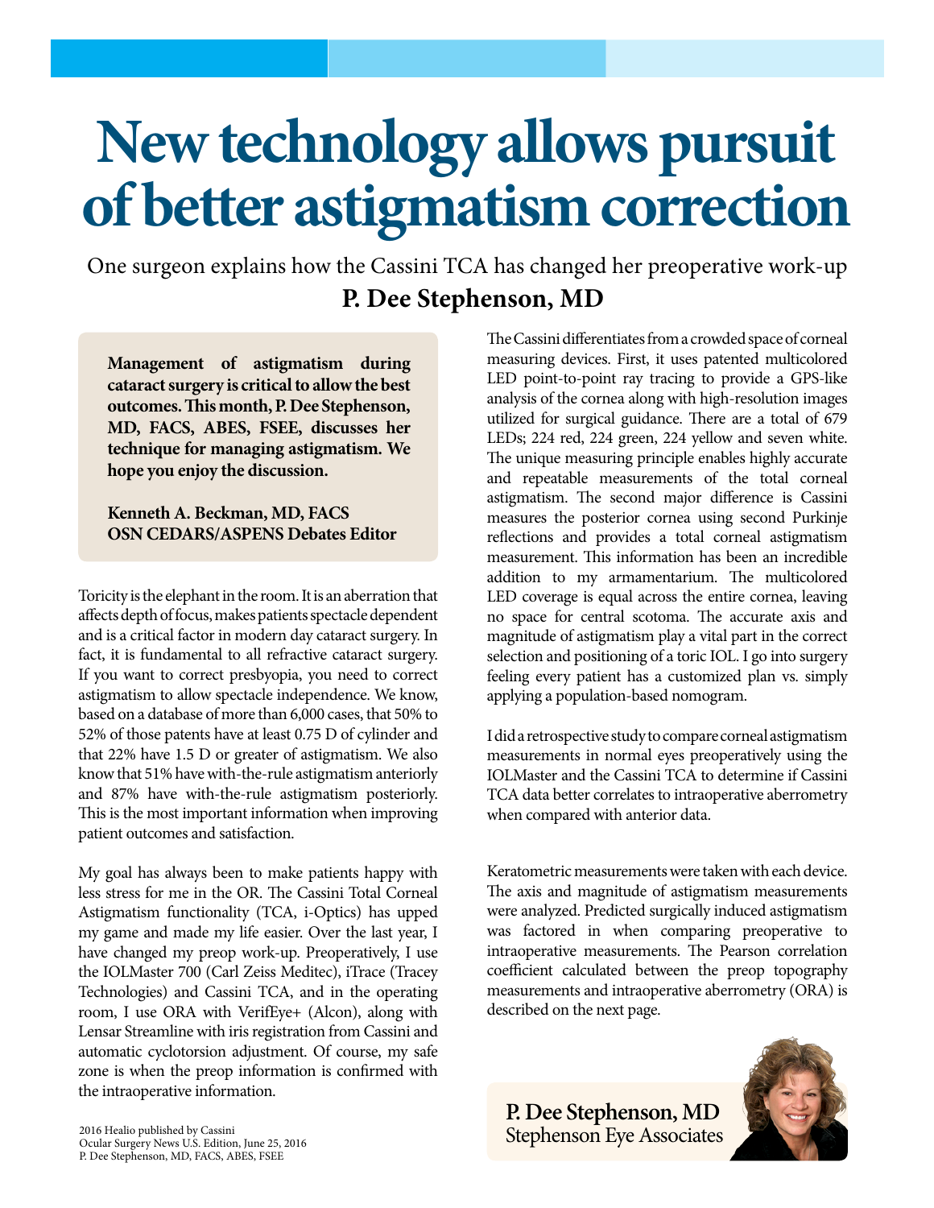# New technology allows pursuit of better astigmatism correction

One surgeon explains how the Cassini TCA has changed her preoperative work-up

**P. Dee Stephenson, MD**

**Management of astigmatism during cataract surgery is critical to allow the best outcomes. This month, P. Dee Stephenson, MD, FACS, ABES, FSEE, discusses her technique for managing astigmatism. We hope you enjoy the discussion.**

**Kenneth A. Beckman, MD, FACS**
**OSN CEDARS/ASPENS Debates Editor**

Toricity is the elephant in the room. It is an aberration that affects depth of focus, makes patients spectacle dependent and is a critical factor in modern day cataract surgery. In fact, it is fundamental to all refractive cataract surgery. If you want to correct presbyopia, you need to correct astigmatism to allow spectacle independence. We know, based on a database of more than 6,000 cases, that 50% to 52% of those patents have at least 0.75 D of cylinder and that 22% have 1.5 D or greater of astigmatism. We also know that 51% have with-the-rule astigmatism anteriorly and 87% have with-the-rule astigmatism posteriorly. This is the most important information when improving patient outcomes and satisfaction.

My goal has always been to make patients happy with less stress for me in the OR. The Cassini Total Corneal Astigmatism functionality (TCA, i-Optics) has upped my game and made my life easier. Over the last year, I have changed my preop work-up. Preoperatively, I use the IOLMaster 700 (Carl Zeiss Meditec), iTrace (Tracey Technologies) and Cassini TCA, and in the operating room, I use ORA with VerifEye+ (Alcon), along with Lensar Streamline with iris registration from Cassini and automatic cyclotorsion adjustment. Of course, my safe zone is when the preop information is confirmed with the intraoperative information.

The Cassini differentiates from a crowded space of corneal measuring devices. First, it uses patented multicolored LED point-to-point ray tracing to provide a GPS-like analysis of the cornea along with high-resolution images utilized for surgical guidance. There are a total of 679 LEDs; 224 red, 224 green, 224 yellow and seven white. The unique measuring principle enables highly accurate and repeatable measurements of the total corneal astigmatism. The second major difference is Cassini measures the posterior cornea using second Purkinje reflections and provides a total corneal astigmatism measurement. This information has been an incredible addition to my armamentarium. The multicolored LED coverage is equal across the entire cornea, leaving no space for central scotoma. The accurate axis and magnitude of astigmatism play a vital part in the correct selection and positioning of a toric IOL. I go into surgery feeling every patient has a customized plan vs. simply applying a population-based nomogram.

I did a retrospective study to compare corneal astigmatism measurements in normal eyes preoperatively using the IOLMaster and the Cassini TCA to determine if Cassini TCA data better correlates to intraoperative aberrometry when compared with anterior data.

Keratometric measurements were taken with each device. The axis and magnitude of astigmatism measurements were analyzed. Predicted surgically induced astigmatism was factored in when comparing preoperative to intraoperative measurements. The Pearson correlation coefficient calculated between the preop topography measurements and intraoperative aberrometry (ORA) is described on the next page.

**P. Dee Stephenson, MD**
Stephenson Eye Associates

2016 Healio published by Cassini
Ocular Surgery News U.S. Edition, June 25, 2016
P. Dee Stephenson, MD, FACS, ABES, FSEE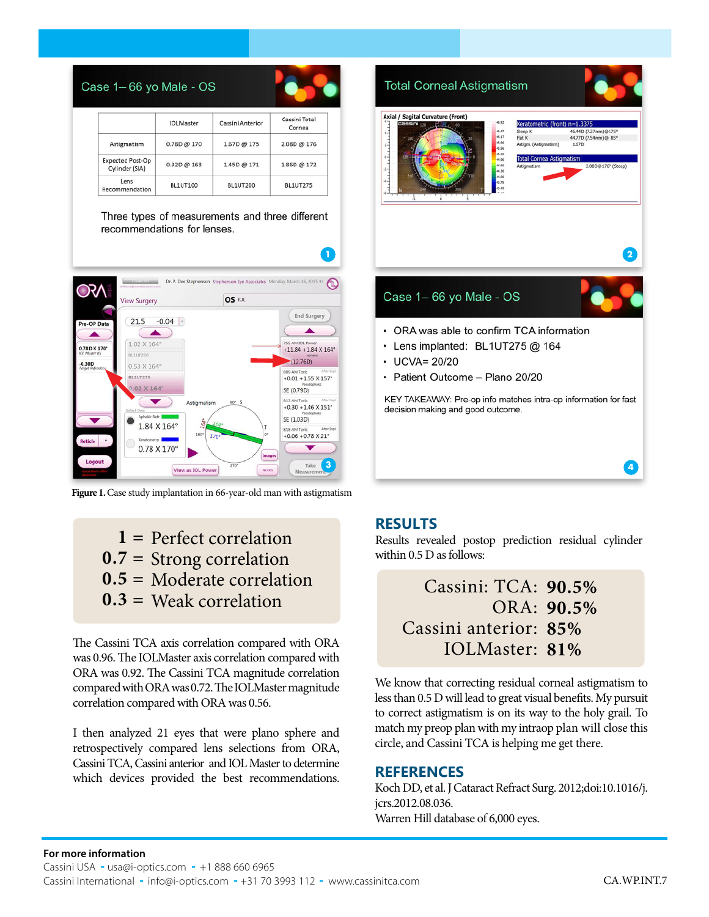## Case 1– 66 yo Male - OS

| | IOLMaster | CassiniAnterior | Cassini Total Cornea |
|---|---|---|---|
| Astigmatism | 0.78D @ 170 | 1.67D @ 175 | 2.08D @ 176 |
| Expected Post-Op Cylinder (SIA) | 0.92D @ 163 | 1.45D @ 171 | 1.86D @ 172 |
| Lens Recommendation | BL1UT100 | BL1UT200 | BL1UT275 |

Three types of measurements and three different recommendations for lenses.

## Total Corneal Astigmatism

Keratometric (front) n=1.3375

Steep K 46.44D (7.27mm) @ 175°

Flat K 44.77D (7.54mm) @ 85°

Astigm. (Astigmatism) 1.67D

Total Cornea Astigmatism

Astigmatism 2.08D @ 176° (Steep)

## Case 1– 66 yo Male - OS

- ORA was able to confirm TCA information
- Lens implanted: BL1UT275 @ 164
- UCVA= 20/20
- Patient Outcome – Plano 20/20

KEY TAKEAWAY: Pre-op info matches intra-op information for fast decision making and good outcome.

**Figure 1.** Case study implantation in 66-year-old man with astigmatism

**1** = Perfect correlation
**0.7** = Strong correlation
**0.5** = Moderate correlation
**0.3** = Weak correlation

The Cassini TCA axis correlation compared with ORA was 0.96. The IOLMaster axis correlation compared with ORA was 0.92. The Cassini TCA magnitude correlation compared with ORA was 0.72. The IOLMaster magnitude correlation compared with ORA was 0.56.

I then analyzed 21 eyes that were plano sphere and retrospectively compared lens selections from ORA, Cassini TCA, Cassini anterior and IOL Master to determine which devices provided the best recommendations.

## RESULTS

Results revealed postop prediction residual cylinder within 0.5 D as follows:

Cassini: TCA: **90.5%**
ORA: **90.5%**
Cassini anterior: **85%**
IOLMaster: **81%**

We know that correcting residual corneal astigmatism to less than 0.5 D will lead to great visual benefits. My pursuit to correct astigmatism is on its way to the holy grail. To match my preop plan with my intraop plan will close this circle, and Cassini TCA is helping me get there.

## REFERENCES

Koch DD, et al. J Cataract Refract Surg. 2012;doi:10.1016/j.jcrs.2012.08.036.
Warren Hill database of 6,000 eyes.

**For more information**

Cassini USA - usa@i-optics.com - +1 888 660 6965
Cassini International - info@i-optics.com - +31 70 3993 112 - www.cassinitca.com

CA.WP.INT.7